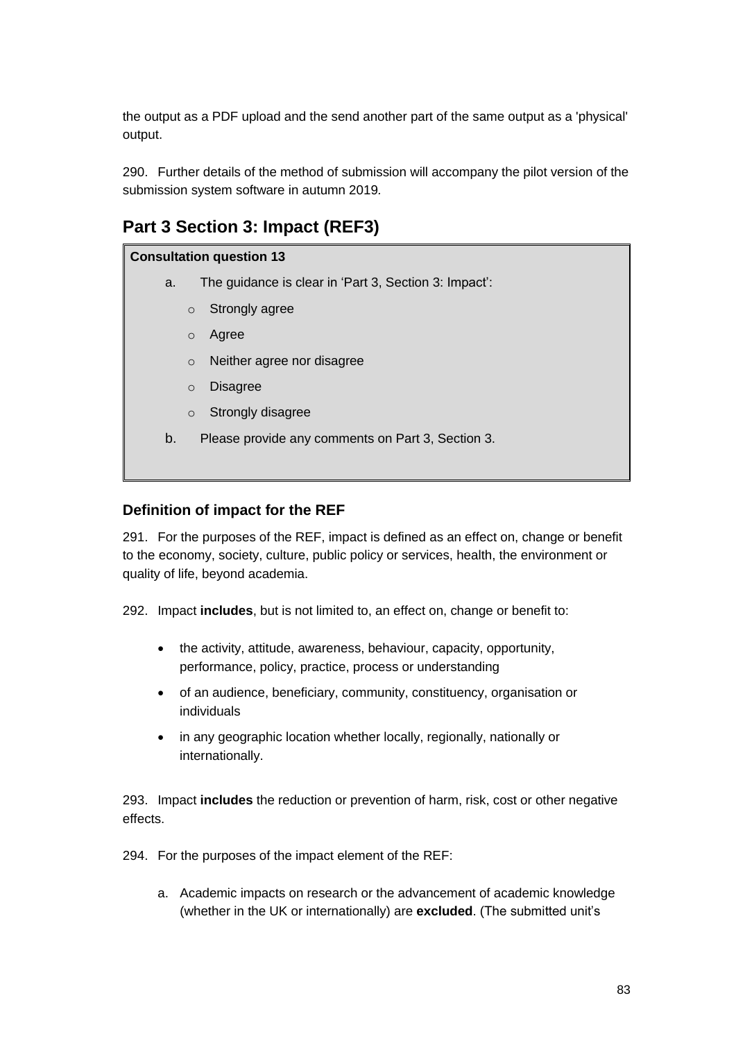the output as a PDF upload and the send another part of the same output as a 'physical' output.

290. Further details of the method of submission will accompany the pilot version of the submission system software in autumn 2019.

## Part 3 Section 3: Impact (REF3)

**Consultation question 13**

a. The guidance is clear in 'Part 3, Section 3: Impact':

- Strongly agree
- Agree
- Neither agree nor disagree
- Disagree
- Strongly disagree

b. Please provide any comments on Part 3, Section 3.

### Definition of impact for the REF

291. For the purposes of the REF, impact is defined as an effect on, change or benefit to the economy, society, culture, public policy or services, health, the environment or quality of life, beyond academia.

292. Impact **includes**, but is not limited to, an effect on, change or benefit to:

- the activity, attitude, awareness, behaviour, capacity, opportunity, performance, policy, practice, process or understanding
- of an audience, beneficiary, community, constituency, organisation or individuals
- in any geographic location whether locally, regionally, nationally or internationally.

293. Impact **includes** the reduction or prevention of harm, risk, cost or other negative effects.

294. For the purposes of the impact element of the REF:

a. Academic impacts on research or the advancement of academic knowledge (whether in the UK or internationally) are **excluded**. (The submitted unit's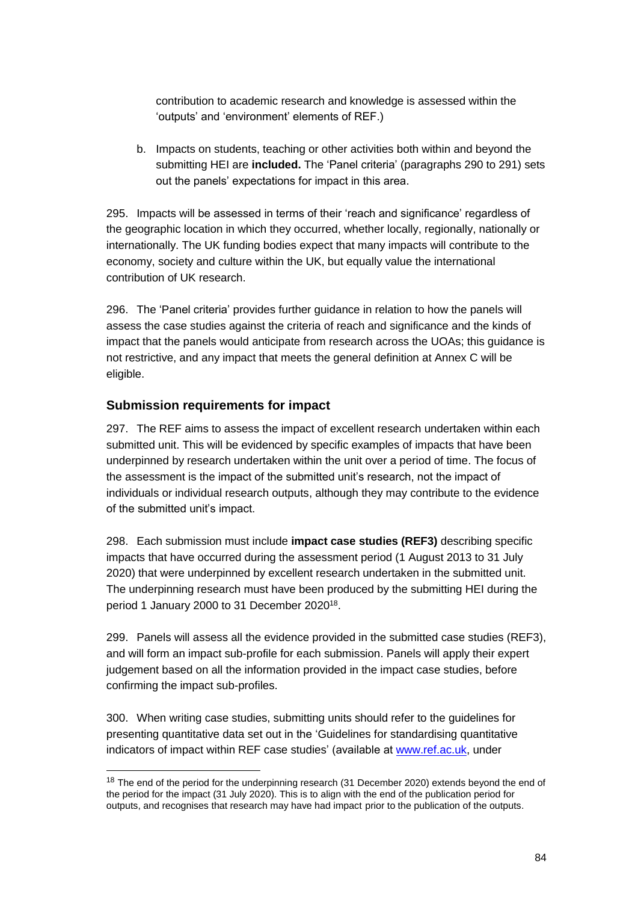contribution to academic research and knowledge is assessed within the 'outputs' and 'environment' elements of REF.)

b. Impacts on students, teaching or other activities both within and beyond the submitting HEI are **included.** The 'Panel criteria' (paragraphs 290 to 291) sets out the panels' expectations for impact in this area.

295. Impacts will be assessed in terms of their 'reach and significance' regardless of the geographic location in which they occurred, whether locally, regionally, nationally or internationally. The UK funding bodies expect that many impacts will contribute to the economy, society and culture within the UK, but equally value the international contribution of UK research.

296. The 'Panel criteria' provides further guidance in relation to how the panels will assess the case studies against the criteria of reach and significance and the kinds of impact that the panels would anticipate from research across the UOAs; this guidance is not restrictive, and any impact that meets the general definition at Annex C will be eligible.

### Submission requirements for impact

297. The REF aims to assess the impact of excellent research undertaken within each submitted unit. This will be evidenced by specific examples of impacts that have been underpinned by research undertaken within the unit over a period of time. The focus of the assessment is the impact of the submitted unit's research, not the impact of individuals or individual research outputs, although they may contribute to the evidence of the submitted unit's impact.

298. Each submission must include **impact case studies (REF3)** describing specific impacts that have occurred during the assessment period (1 August 2013 to 31 July 2020) that were underpinned by excellent research undertaken in the submitted unit. The underpinning research must have been produced by the submitting HEI during the period 1 January 2000 to 31 December 2020[18].

299. Panels will assess all the evidence provided in the submitted case studies (REF3), and will form an impact sub-profile for each submission. Panels will apply their expert judgement based on all the information provided in the impact case studies, before confirming the impact sub-profiles.

300. When writing case studies, submitting units should refer to the guidelines for presenting quantitative data set out in the 'Guidelines for standardising quantitative indicators of impact within REF case studies' (available at www.ref.ac.uk, under

[18] The end of the period for the underpinning research (31 December 2020) extends beyond the end of the period for the impact (31 July 2020). This is to align with the end of the publication period for outputs, and recognises that research may have had impact prior to the publication of the outputs.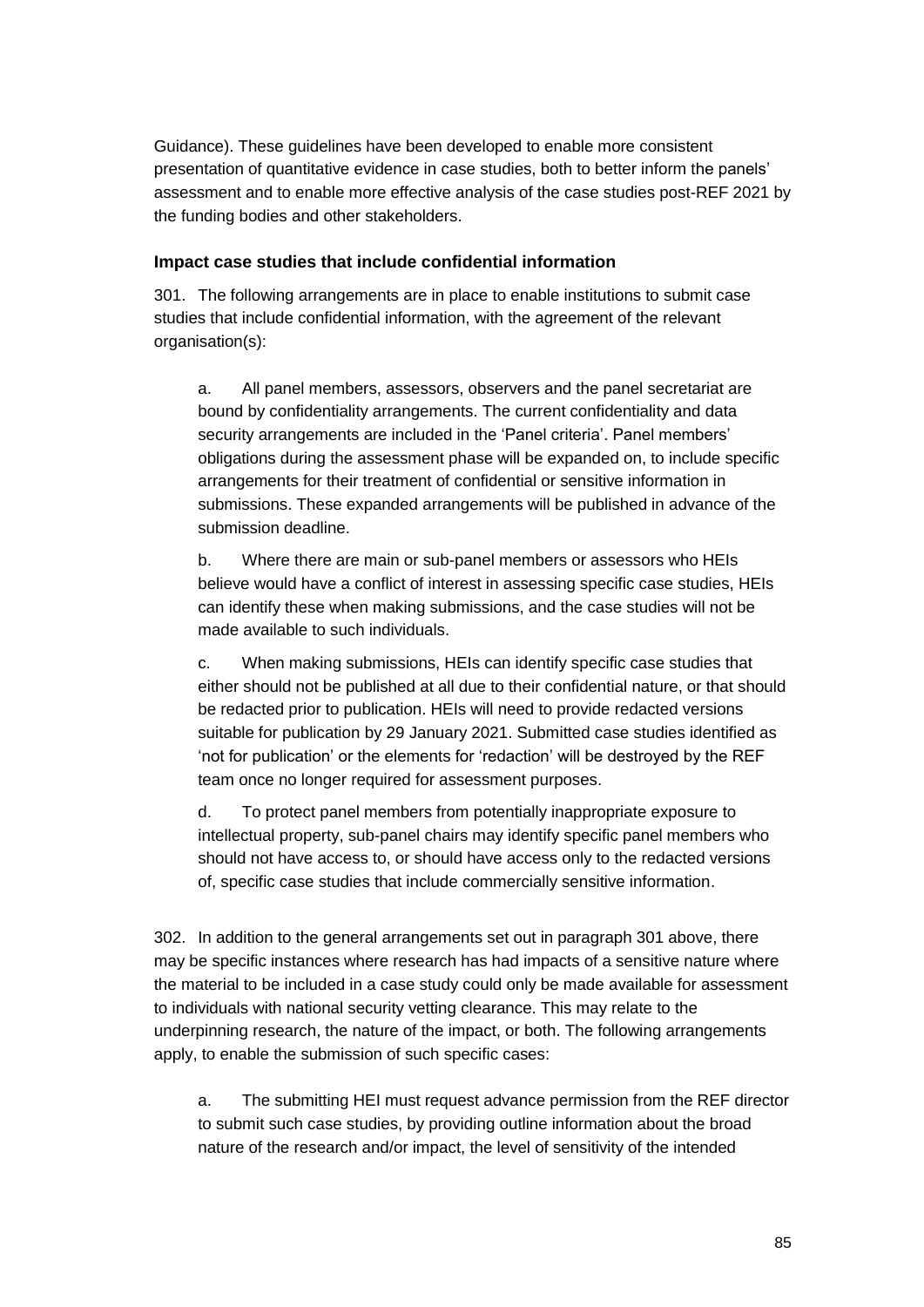Guidance). These guidelines have been developed to enable more consistent presentation of quantitative evidence in case studies, both to better inform the panels' assessment and to enable more effective analysis of the case studies post-REF 2021 by the funding bodies and other stakeholders.

### Impact case studies that include confidential information

301. The following arrangements are in place to enable institutions to submit case studies that include confidential information, with the agreement of the relevant organisation(s):

a. All panel members, assessors, observers and the panel secretariat are bound by confidentiality arrangements. The current confidentiality and data security arrangements are included in the 'Panel criteria'. Panel members' obligations during the assessment phase will be expanded on, to include specific arrangements for their treatment of confidential or sensitive information in submissions. These expanded arrangements will be published in advance of the submission deadline.

b. Where there are main or sub-panel members or assessors who HEIs believe would have a conflict of interest in assessing specific case studies, HEIs can identify these when making submissions, and the case studies will not be made available to such individuals.

c. When making submissions, HEIs can identify specific case studies that either should not be published at all due to their confidential nature, or that should be redacted prior to publication. HEIs will need to provide redacted versions suitable for publication by 29 January 2021. Submitted case studies identified as 'not for publication' or the elements for 'redaction' will be destroyed by the REF team once no longer required for assessment purposes.

d. To protect panel members from potentially inappropriate exposure to intellectual property, sub-panel chairs may identify specific panel members who should not have access to, or should have access only to the redacted versions of, specific case studies that include commercially sensitive information.

302. In addition to the general arrangements set out in paragraph 301 above, there may be specific instances where research has had impacts of a sensitive nature where the material to be included in a case study could only be made available for assessment to individuals with national security vetting clearance. This may relate to the underpinning research, the nature of the impact, or both. The following arrangements apply, to enable the submission of such specific cases:

a. The submitting HEI must request advance permission from the REF director to submit such case studies, by providing outline information about the broad nature of the research and/or impact, the level of sensitivity of the intended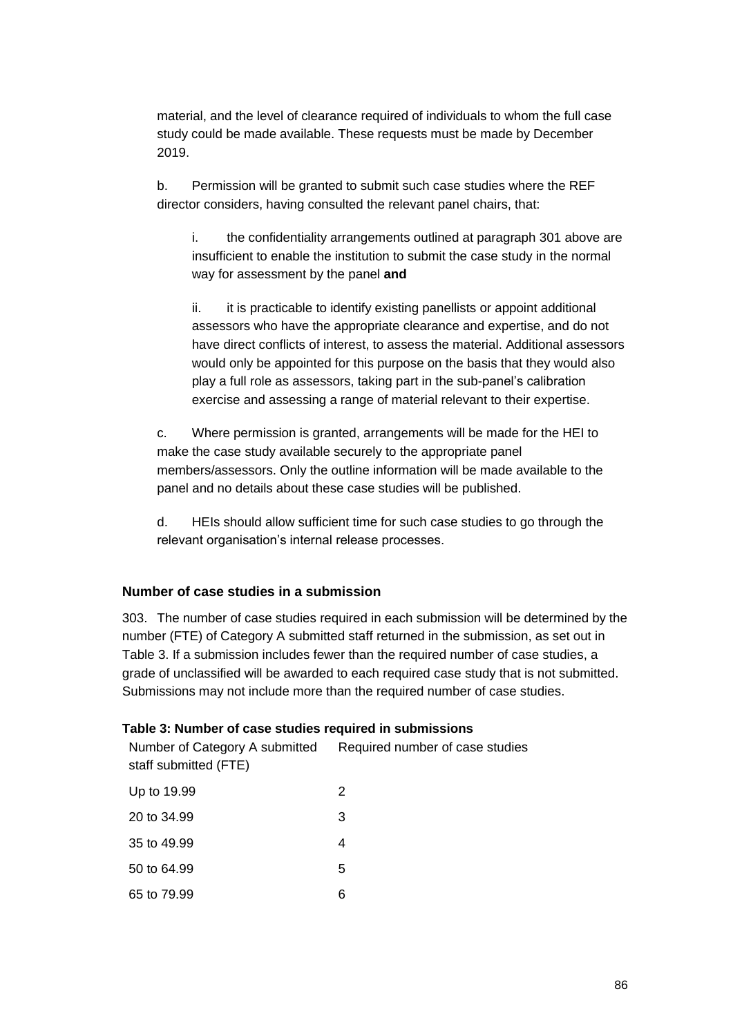material, and the level of clearance required of individuals to whom the full case study could be made available. These requests must be made by December 2019.

b. Permission will be granted to submit such case studies where the REF director considers, having consulted the relevant panel chairs, that:

i. the confidentiality arrangements outlined at paragraph 301 above are insufficient to enable the institution to submit the case study in the normal way for assessment by the panel **and**

ii. it is practicable to identify existing panellists or appoint additional assessors who have the appropriate clearance and expertise, and do not have direct conflicts of interest, to assess the material. Additional assessors would only be appointed for this purpose on the basis that they would also play a full role as assessors, taking part in the sub-panel's calibration exercise and assessing a range of material relevant to their expertise.

c. Where permission is granted, arrangements will be made for the HEI to make the case study available securely to the appropriate panel members/assessors. Only the outline information will be made available to the panel and no details about these case studies will be published.

d. HEIs should allow sufficient time for such case studies to go through the relevant organisation's internal release processes.

### Number of case studies in a submission

303. The number of case studies required in each submission will be determined by the number (FTE) of Category A submitted staff returned in the submission, as set out in Table 3. If a submission includes fewer than the required number of case studies, a grade of unclassified will be awarded to each required case study that is not submitted. Submissions may not include more than the required number of case studies.

**Table 3: Number of case studies required in submissions**

| Number of Category A submitted staff submitted (FTE) | Required number of case studies |
|---|---|
| Up to 19.99 | 2 |
| 20 to 34.99 | 3 |
| 35 to 49.99 | 4 |
| 50 to 64.99 | 5 |
| 65 to 79.99 | 6 |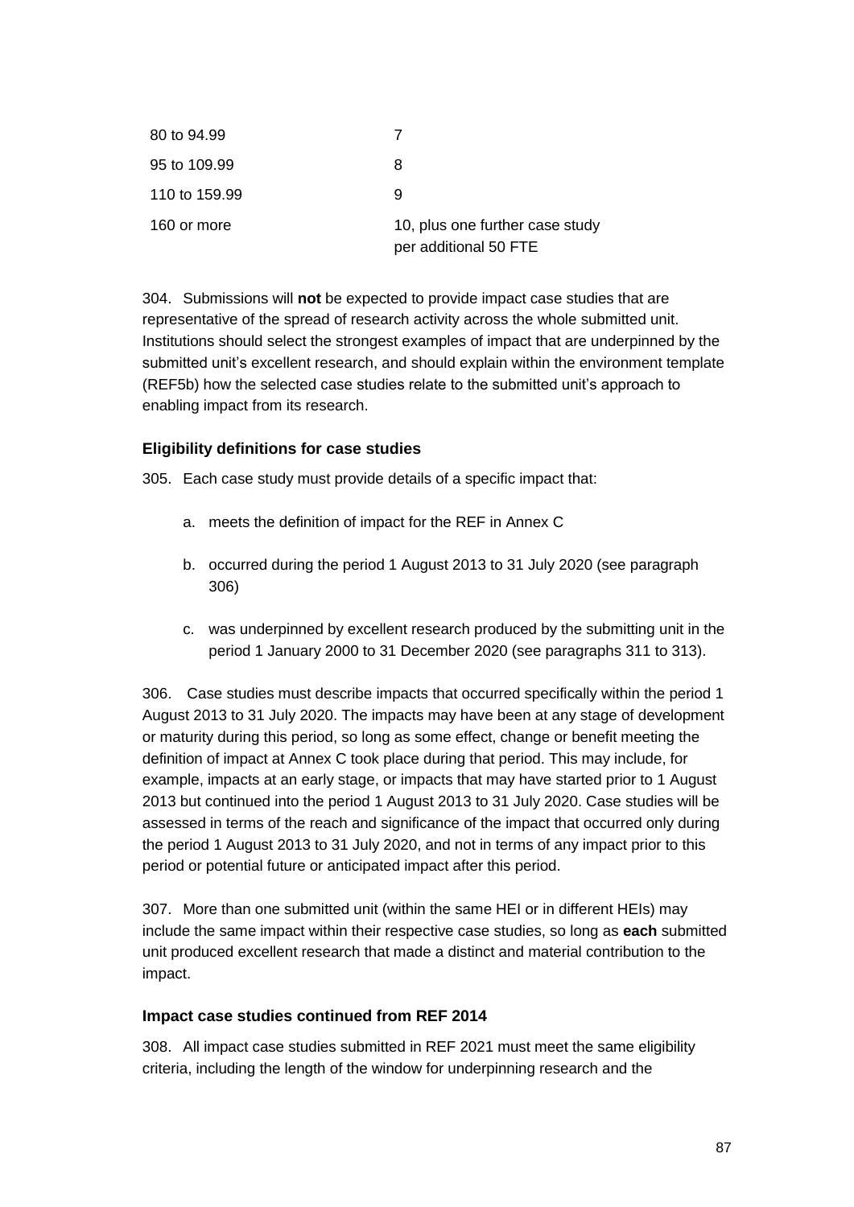| | |
|---|---|
| 80 to 94.99 | 7 |
| 95 to 109.99 | 8 |
| 110 to 159.99 | 9 |
| 160 or more | 10, plus one further case study per additional 50 FTE |

304. Submissions will **not** be expected to provide impact case studies that are representative of the spread of research activity across the whole submitted unit. Institutions should select the strongest examples of impact that are underpinned by the submitted unit's excellent research, and should explain within the environment template (REF5b) how the selected case studies relate to the submitted unit's approach to enabling impact from its research.

### Eligibility definitions for case studies

305. Each case study must provide details of a specific impact that:

a. meets the definition of impact for the REF in Annex C

b. occurred during the period 1 August 2013 to 31 July 2020 (see paragraph 306)

c. was underpinned by excellent research produced by the submitting unit in the period 1 January 2000 to 31 December 2020 (see paragraphs 311 to 313).

306. Case studies must describe impacts that occurred specifically within the period 1 August 2013 to 31 July 2020. The impacts may have been at any stage of development or maturity during this period, so long as some effect, change or benefit meeting the definition of impact at Annex C took place during that period. This may include, for example, impacts at an early stage, or impacts that may have started prior to 1 August 2013 but continued into the period 1 August 2013 to 31 July 2020. Case studies will be assessed in terms of the reach and significance of the impact that occurred only during the period 1 August 2013 to 31 July 2020, and not in terms of any impact prior to this period or potential future or anticipated impact after this period.

307. More than one submitted unit (within the same HEI or in different HEIs) may include the same impact within their respective case studies, so long as **each** submitted unit produced excellent research that made a distinct and material contribution to the impact.

### Impact case studies continued from REF 2014

308. All impact case studies submitted in REF 2021 must meet the same eligibility criteria, including the length of the window for underpinning research and the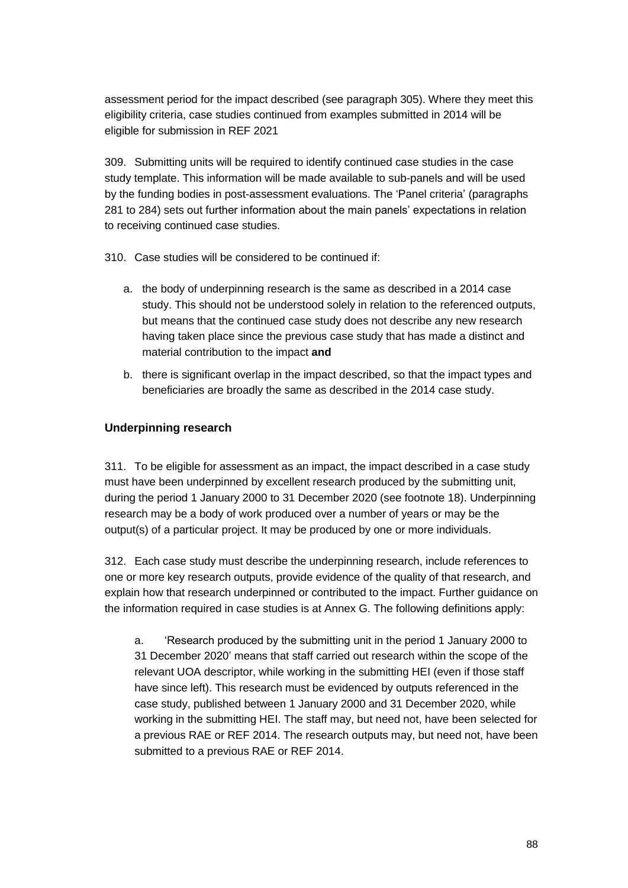assessment period for the impact described (see paragraph 305). Where they meet this eligibility criteria, case studies continued from examples submitted in 2014 will be eligible for submission in REF 2021

309. Submitting units will be required to identify continued case studies in the case study template. This information will be made available to sub-panels and will be used by the funding bodies in post-assessment evaluations. The 'Panel criteria' (paragraphs 281 to 284) sets out further information about the main panels' expectations in relation to receiving continued case studies.

310. Case studies will be considered to be continued if:

a. the body of underpinning research is the same as described in a 2014 case study. This should not be understood solely in relation to the referenced outputs, but means that the continued case study does not describe any new research having taken place since the previous case study that has made a distinct and material contribution to the impact **and**

b. there is significant overlap in the impact described, so that the impact types and beneficiaries are broadly the same as described in the 2014 case study.

### Underpinning research

311. To be eligible for assessment as an impact, the impact described in a case study must have been underpinned by excellent research produced by the submitting unit, during the period 1 January 2000 to 31 December 2020 (see footnote 18). Underpinning research may be a body of work produced over a number of years or may be the output(s) of a particular project. It may be produced by one or more individuals.

312. Each case study must describe the underpinning research, include references to one or more key research outputs, provide evidence of the quality of that research, and explain how that research underpinned or contributed to the impact. Further guidance on the information required in case studies is at Annex G. The following definitions apply:

a. 'Research produced by the submitting unit in the period 1 January 2000 to 31 December 2020' means that staff carried out research within the scope of the relevant UOA descriptor, while working in the submitting HEI (even if those staff have since left). This research must be evidenced by outputs referenced in the case study, published between 1 January 2000 and 31 December 2020, while working in the submitting HEI. The staff may, but need not, have been selected for a previous RAE or REF 2014. The research outputs may, but need not, have been submitted to a previous RAE or REF 2014.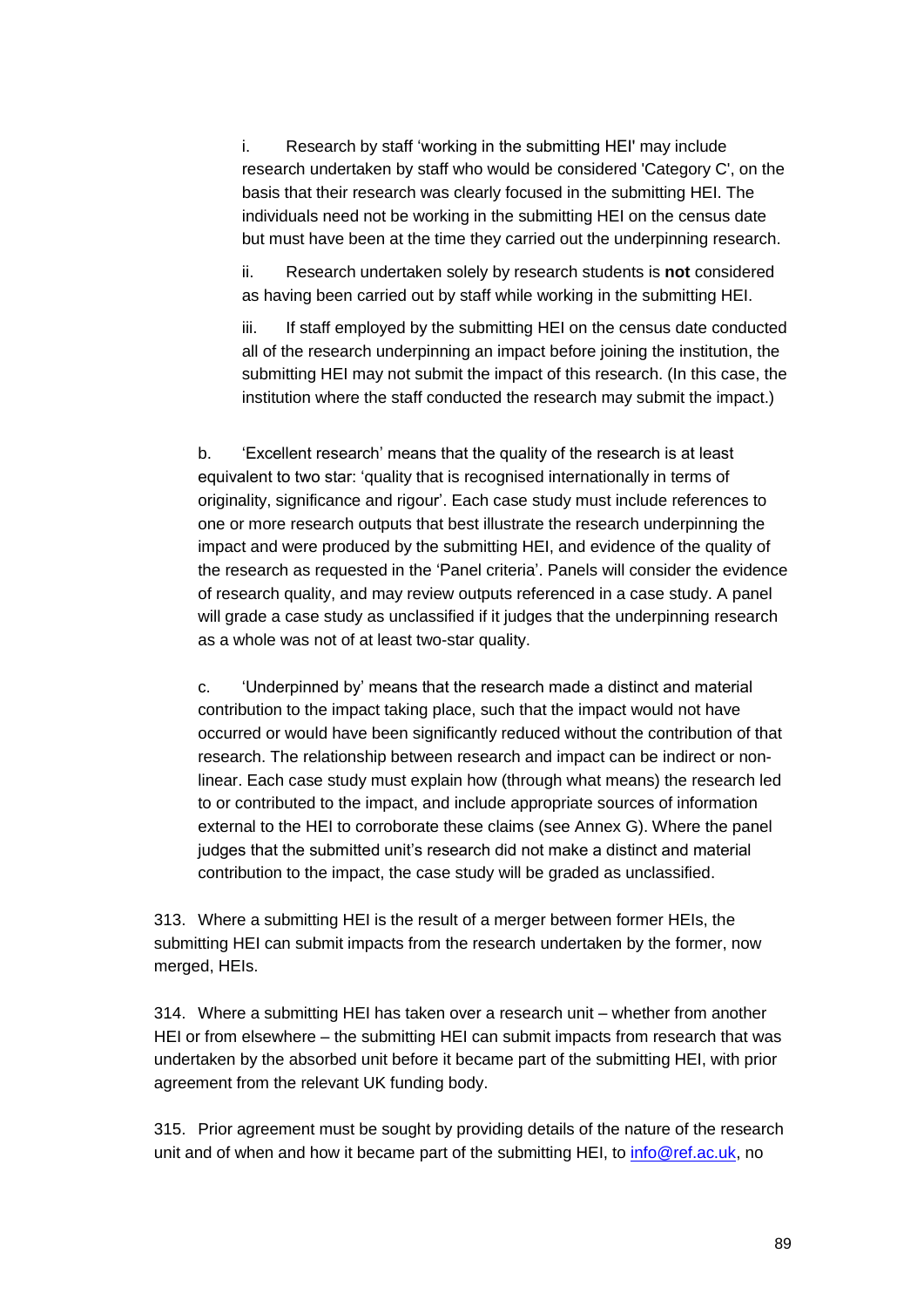i. Research by staff 'working in the submitting HEI' may include research undertaken by staff who would be considered 'Category C', on the basis that their research was clearly focused in the submitting HEI. The individuals need not be working in the submitting HEI on the census date but must have been at the time they carried out the underpinning research.

ii. Research undertaken solely by research students is **not** considered as having been carried out by staff while working in the submitting HEI.

iii. If staff employed by the submitting HEI on the census date conducted all of the research underpinning an impact before joining the institution, the submitting HEI may not submit the impact of this research. (In this case, the institution where the staff conducted the research may submit the impact.)

b. 'Excellent research' means that the quality of the research is at least equivalent to two star: 'quality that is recognised internationally in terms of originality, significance and rigour'. Each case study must include references to one or more research outputs that best illustrate the research underpinning the impact and were produced by the submitting HEI, and evidence of the quality of the research as requested in the 'Panel criteria'. Panels will consider the evidence of research quality, and may review outputs referenced in a case study. A panel will grade a case study as unclassified if it judges that the underpinning research as a whole was not of at least two-star quality.

c. 'Underpinned by' means that the research made a distinct and material contribution to the impact taking place, such that the impact would not have occurred or would have been significantly reduced without the contribution of that research. The relationship between research and impact can be indirect or non-linear. Each case study must explain how (through what means) the research led to or contributed to the impact, and include appropriate sources of information external to the HEI to corroborate these claims (see Annex G). Where the panel judges that the submitted unit's research did not make a distinct and material contribution to the impact, the case study will be graded as unclassified.

313. Where a submitting HEI is the result of a merger between former HEIs, the submitting HEI can submit impacts from the research undertaken by the former, now merged, HEIs.

314. Where a submitting HEI has taken over a research unit – whether from another HEI or from elsewhere – the submitting HEI can submit impacts from research that was undertaken by the absorbed unit before it became part of the submitting HEI, with prior agreement from the relevant UK funding body.

315. Prior agreement must be sought by providing details of the nature of the research unit and of when and how it became part of the submitting HEI, to [info@ref.ac.uk](mailto:info@ref.ac.uk), no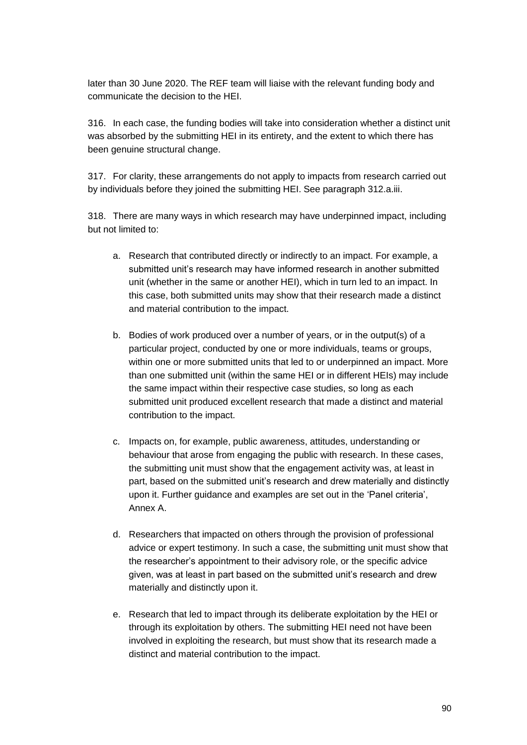later than 30 June 2020. The REF team will liaise with the relevant funding body and communicate the decision to the HEI.

316. In each case, the funding bodies will take into consideration whether a distinct unit was absorbed by the submitting HEI in its entirety, and the extent to which there has been genuine structural change.

317. For clarity, these arrangements do not apply to impacts from research carried out by individuals before they joined the submitting HEI. See paragraph 312.a.iii.

318. There are many ways in which research may have underpinned impact, including but not limited to:

a. Research that contributed directly or indirectly to an impact. For example, a submitted unit's research may have informed research in another submitted unit (whether in the same or another HEI), which in turn led to an impact. In this case, both submitted units may show that their research made a distinct and material contribution to the impact.

b. Bodies of work produced over a number of years, or in the output(s) of a particular project, conducted by one or more individuals, teams or groups, within one or more submitted units that led to or underpinned an impact. More than one submitted unit (within the same HEI or in different HEIs) may include the same impact within their respective case studies, so long as each submitted unit produced excellent research that made a distinct and material contribution to the impact.

c. Impacts on, for example, public awareness, attitudes, understanding or behaviour that arose from engaging the public with research. In these cases, the submitting unit must show that the engagement activity was, at least in part, based on the submitted unit's research and drew materially and distinctly upon it. Further guidance and examples are set out in the 'Panel criteria', Annex A.

d. Researchers that impacted on others through the provision of professional advice or expert testimony. In such a case, the submitting unit must show that the researcher's appointment to their advisory role, or the specific advice given, was at least in part based on the submitted unit's research and drew materially and distinctly upon it.

e. Research that led to impact through its deliberate exploitation by the HEI or through its exploitation by others. The submitting HEI need not have been involved in exploiting the research, but must show that its research made a distinct and material contribution to the impact.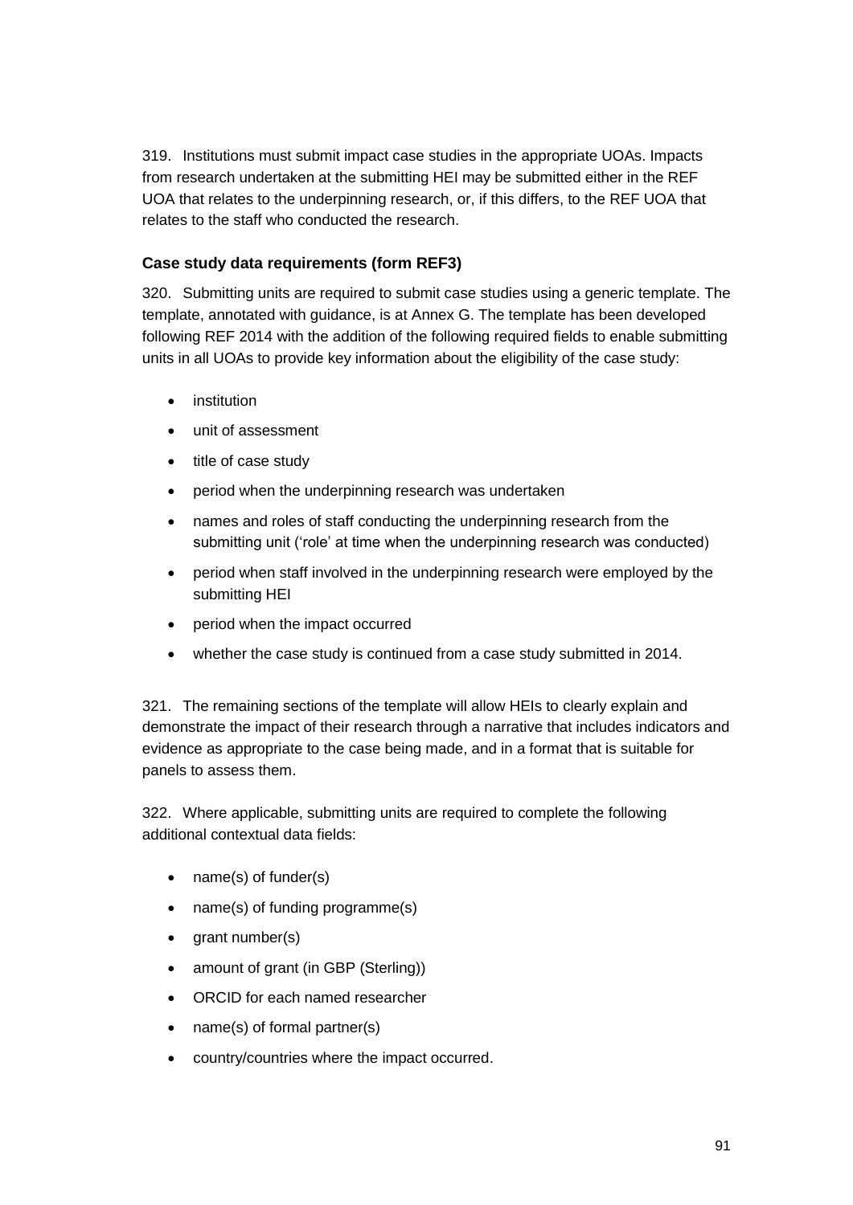319. Institutions must submit impact case studies in the appropriate UOAs. Impacts from research undertaken at the submitting HEI may be submitted either in the REF UOA that relates to the underpinning research, or, if this differs, to the REF UOA that relates to the staff who conducted the research.

### Case study data requirements (form REF3)

320. Submitting units are required to submit case studies using a generic template. The template, annotated with guidance, is at Annex G. The template has been developed following REF 2014 with the addition of the following required fields to enable submitting units in all UOAs to provide key information about the eligibility of the case study:

- institution
- unit of assessment
- title of case study
- period when the underpinning research was undertaken
- names and roles of staff conducting the underpinning research from the submitting unit ('role' at time when the underpinning research was conducted)
- period when staff involved in the underpinning research were employed by the submitting HEI
- period when the impact occurred
- whether the case study is continued from a case study submitted in 2014.

321. The remaining sections of the template will allow HEIs to clearly explain and demonstrate the impact of their research through a narrative that includes indicators and evidence as appropriate to the case being made, and in a format that is suitable for panels to assess them.

322. Where applicable, submitting units are required to complete the following additional contextual data fields:

- name(s) of funder(s)
- name(s) of funding programme(s)
- grant number(s)
- amount of grant (in GBP (Sterling))
- ORCID for each named researcher
- name(s) of formal partner(s)
- country/countries where the impact occurred.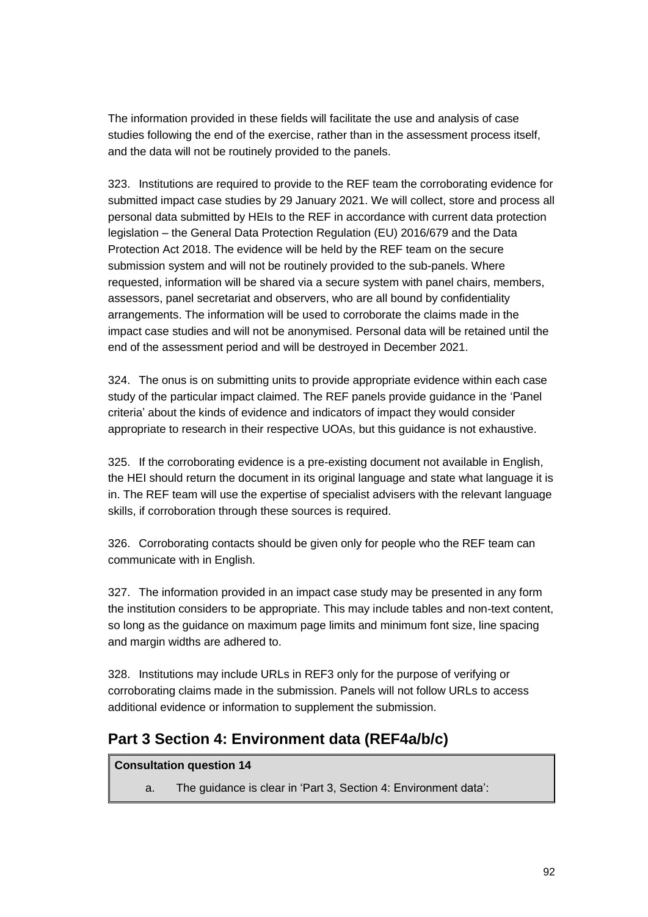The information provided in these fields will facilitate the use and analysis of case studies following the end of the exercise, rather than in the assessment process itself, and the data will not be routinely provided to the panels.

323. Institutions are required to provide to the REF team the corroborating evidence for submitted impact case studies by 29 January 2021. We will collect, store and process all personal data submitted by HEIs to the REF in accordance with current data protection legislation – the General Data Protection Regulation (EU) 2016/679 and the Data Protection Act 2018. The evidence will be held by the REF team on the secure submission system and will not be routinely provided to the sub-panels. Where requested, information will be shared via a secure system with panel chairs, members, assessors, panel secretariat and observers, who are all bound by confidentiality arrangements. The information will be used to corroborate the claims made in the impact case studies and will not be anonymised. Personal data will be retained until the end of the assessment period and will be destroyed in December 2021.

324. The onus is on submitting units to provide appropriate evidence within each case study of the particular impact claimed. The REF panels provide guidance in the 'Panel criteria' about the kinds of evidence and indicators of impact they would consider appropriate to research in their respective UOAs, but this guidance is not exhaustive.

325. If the corroborating evidence is a pre-existing document not available in English, the HEI should return the document in its original language and state what language it is in. The REF team will use the expertise of specialist advisers with the relevant language skills, if corroboration through these sources is required.

326. Corroborating contacts should be given only for people who the REF team can communicate with in English.

327. The information provided in an impact case study may be presented in any form the institution considers to be appropriate. This may include tables and non-text content, so long as the guidance on maximum page limits and minimum font size, line spacing and margin widths are adhered to.

328. Institutions may include URLs in REF3 only for the purpose of verifying or corroborating claims made in the submission. Panels will not follow URLs to access additional evidence or information to supplement the submission.

## Part 3 Section 4: Environment data (REF4a/b/c)

**Consultation question 14**

a. The guidance is clear in 'Part 3, Section 4: Environment data':